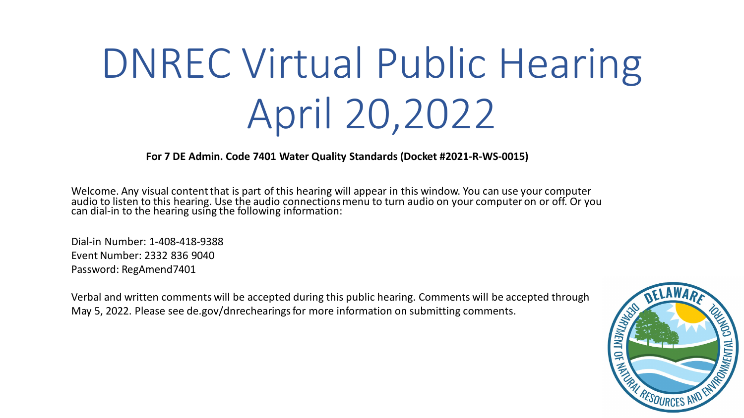# DNREC Virtual Public Hearing April 20,2022

**For 7 DE Admin. Code 7401 Water Quality Standards (Docket #2021-R-WS-0015)**

Welcome. Any visual content that is part of this hearing will appear in this window. You can use your computer audio to listen to this hearing. Use the audio connections menu to turn audio on your computer on or off. Or you can dial-in to the hearing using the following information:

Dial-in Number: 1-408-418-9388
Event Number: 2332 836 9040
Password: RegAmend7401

Verbal and written comments will be accepted during this public hearing. Comments will be accepted through May 5, 2022. Please see de.gov/dnrechearings for more information on submitting comments.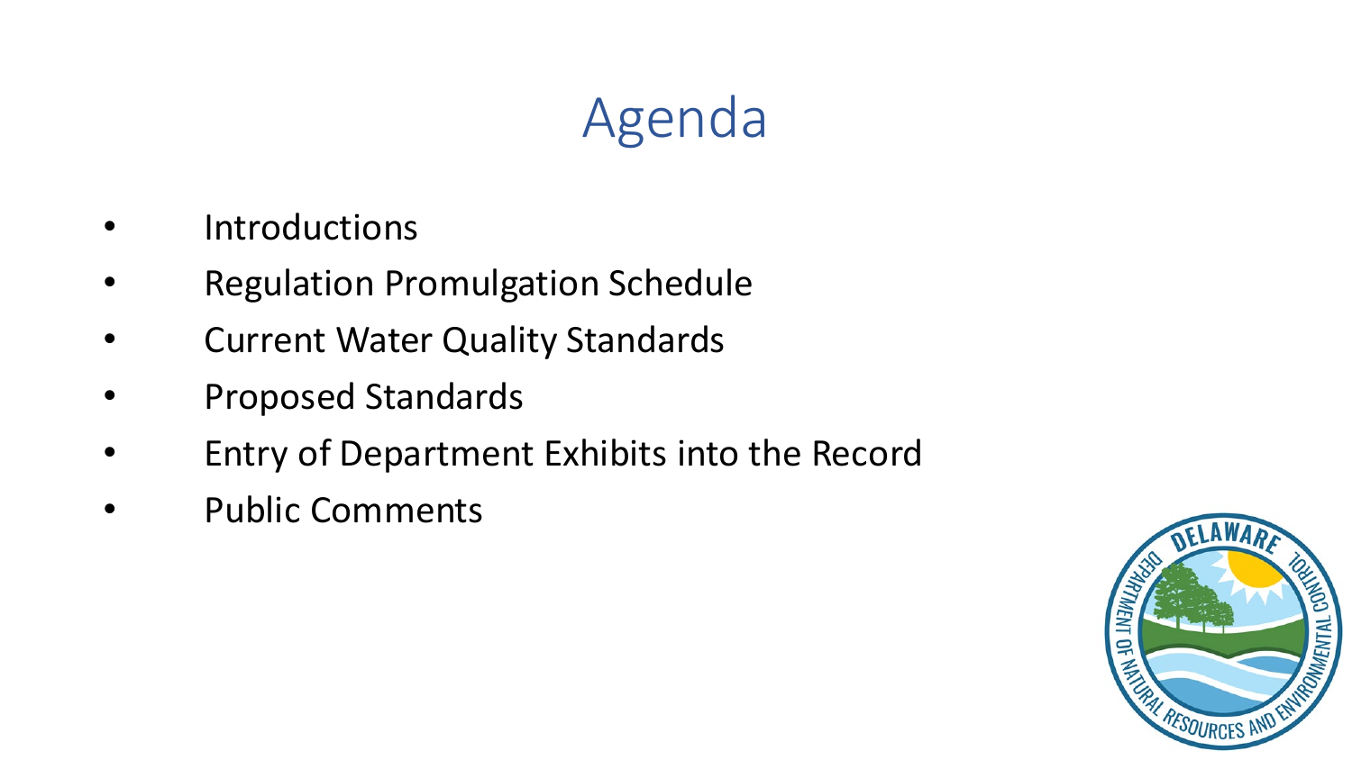# Agenda

- Introductions
- Regulation Promulgation Schedule
- Current Water Quality Standards
- Proposed Standards
- Entry of Department Exhibits into the Record
- Public Comments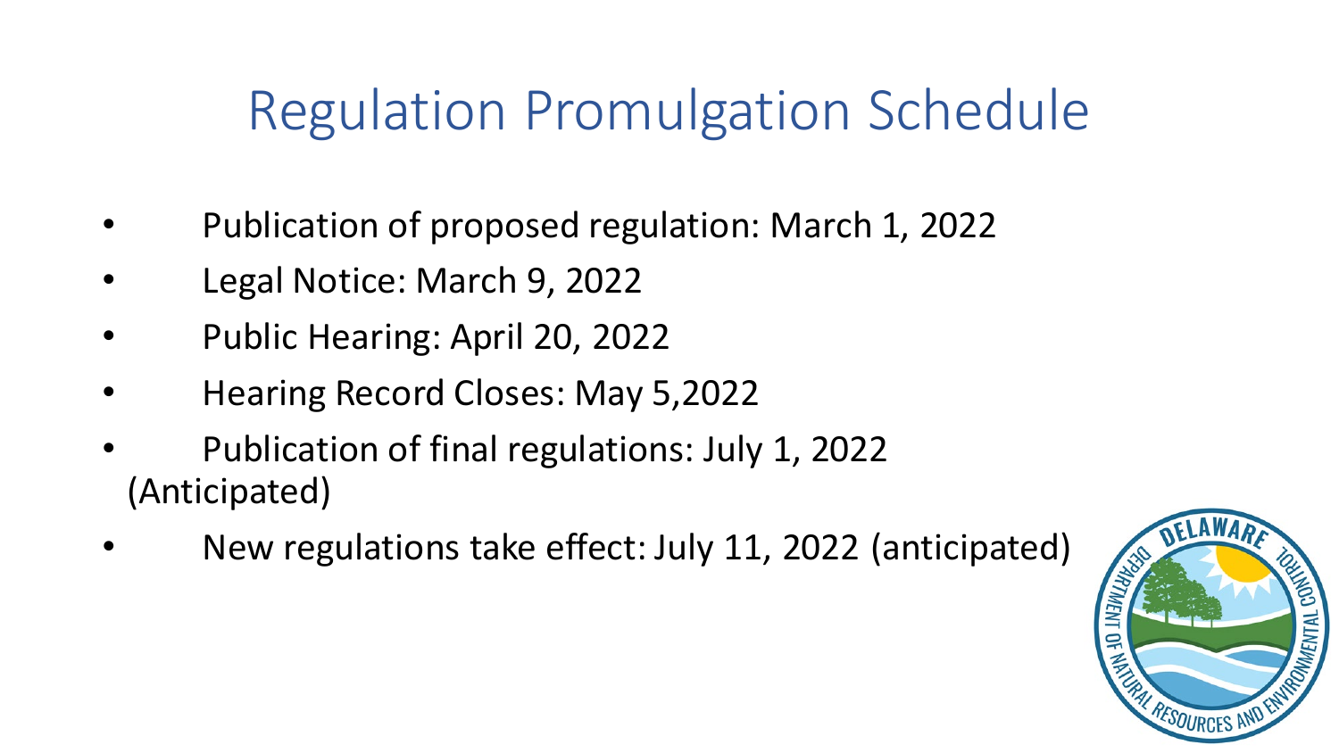# Regulation Promulgation Schedule

- Publication of proposed regulation: March 1, 2022
- Legal Notice: March 9, 2022
- Public Hearing: April 20, 2022
- Hearing Record Closes: May 5,2022
- Publication of final regulations: July 1, 2022 (Anticipated)
- New regulations take effect: July 11, 2022 (anticipated)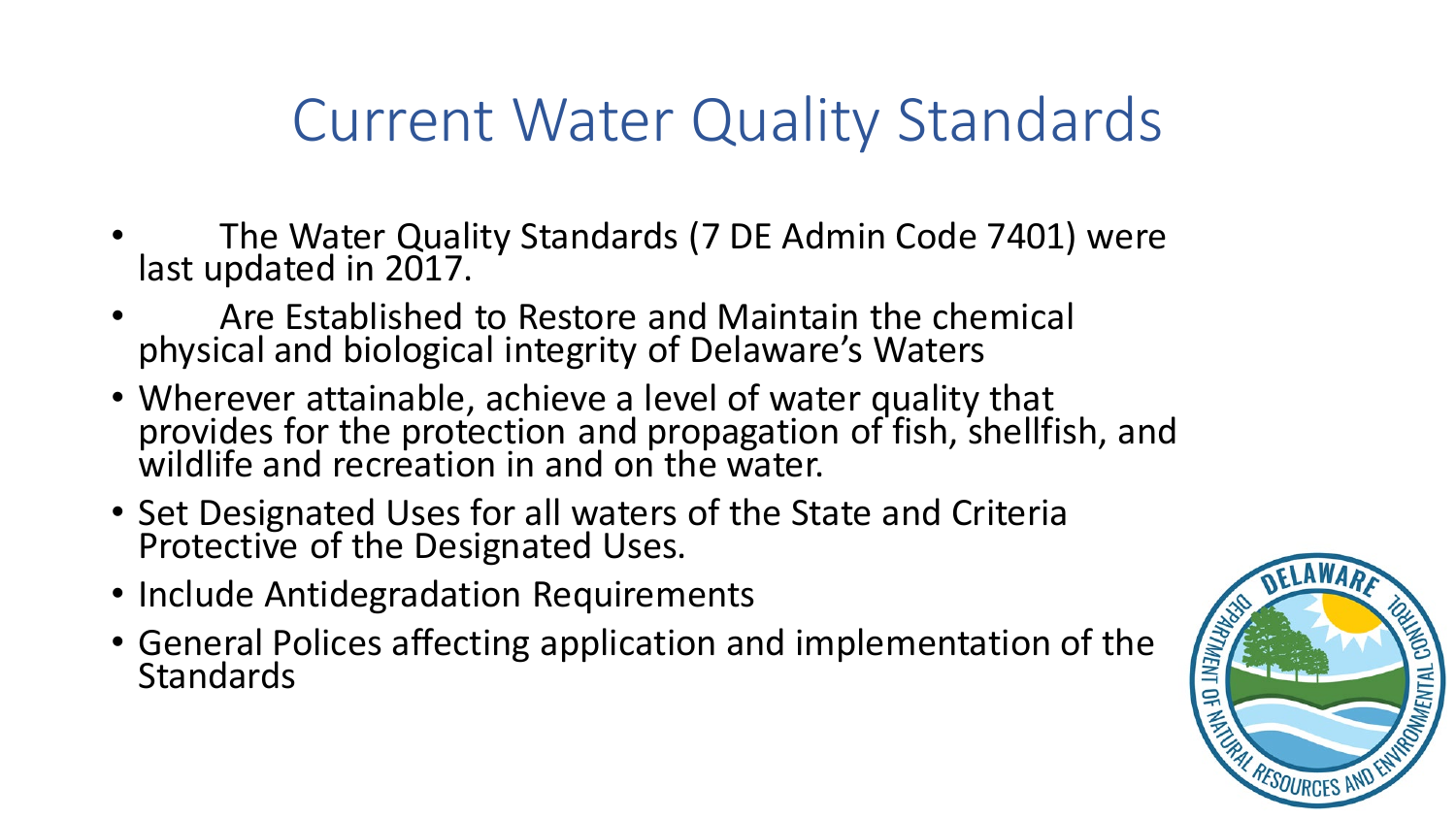# Current Water Quality Standards

- The Water Quality Standards (7 DE Admin Code 7401) were last updated in 2017.
- Are Established to Restore and Maintain the chemical physical and biological integrity of Delaware's Waters
- Wherever attainable, achieve a level of water quality that provides for the protection and propagation of fish, shellfish, and wildlife and recreation in and on the water.
- Set Designated Uses for all waters of the State and Criteria Protective of the Designated Uses.
- Include Antidegradation Requirements
- General Polices affecting application and implementation of the Standards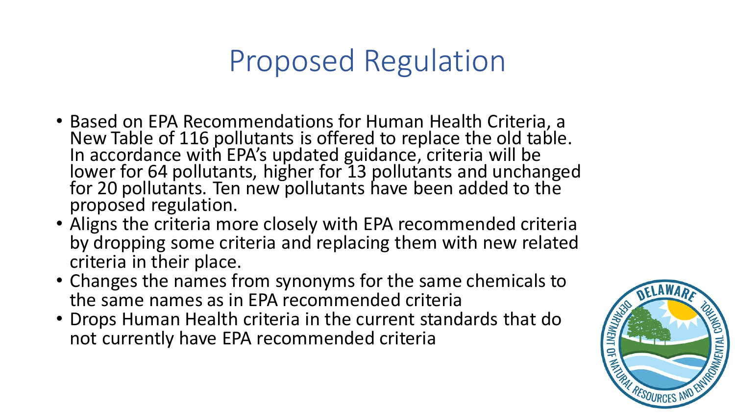# Proposed Regulation

- Based on EPA Recommendations for Human Health Criteria, a New Table of 116 pollutants is offered to replace the old table. In accordance with EPA's updated guidance, criteria will be lower for 64 pollutants, higher for 13 pollutants and unchanged for 20 pollutants. Ten new pollutants have been added to the proposed regulation.
- Aligns the criteria more closely with EPA recommended criteria by dropping some criteria and replacing them with new related criteria in their place.
- Changes the names from synonyms for the same chemicals to the same names as in EPA recommended criteria
- Drops Human Health criteria in the current standards that do not currently have EPA recommended criteria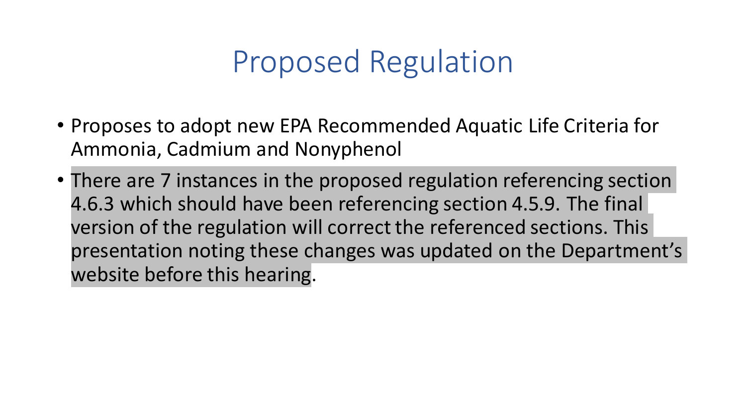# Proposed Regulation

- Proposes to adopt new EPA Recommended Aquatic Life Criteria for Ammonia, Cadmium and Nonyphenol
- There are 7 instances in the proposed regulation referencing section 4.6.3 which should have been referencing section 4.5.9. The final version of the regulation will correct the referenced sections. This presentation noting these changes was updated on the Department's website before this hearing.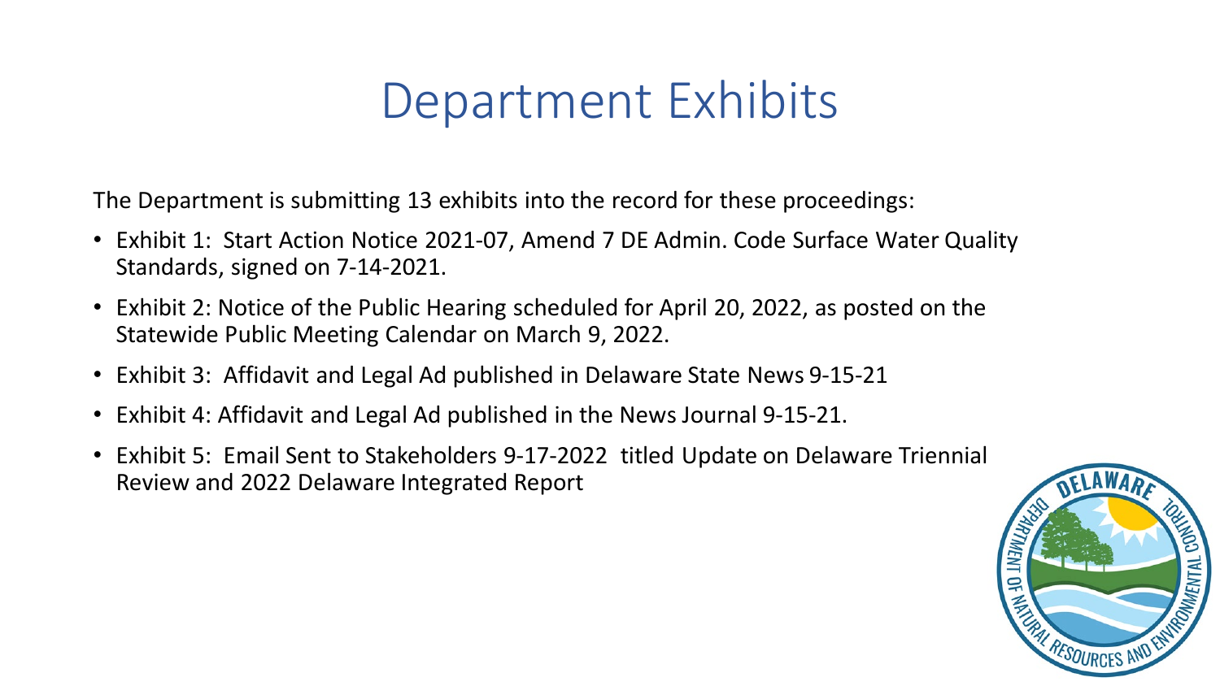# Department Exhibits

The Department is submitting 13 exhibits into the record for these proceedings:

- Exhibit 1: Start Action Notice 2021-07, Amend 7 DE Admin. Code Surface Water Quality Standards, signed on 7-14-2021.
- Exhibit 2: Notice of the Public Hearing scheduled for April 20, 2022, as posted on the Statewide Public Meeting Calendar on March 9, 2022.
- Exhibit 3: Affidavit and Legal Ad published in Delaware State News 9-15-21
- Exhibit 4: Affidavit and Legal Ad published in the News Journal 9-15-21.
- Exhibit 5: Email Sent to Stakeholders 9-17-2022 titled Update on Delaware Triennial Review and 2022 Delaware Integrated Report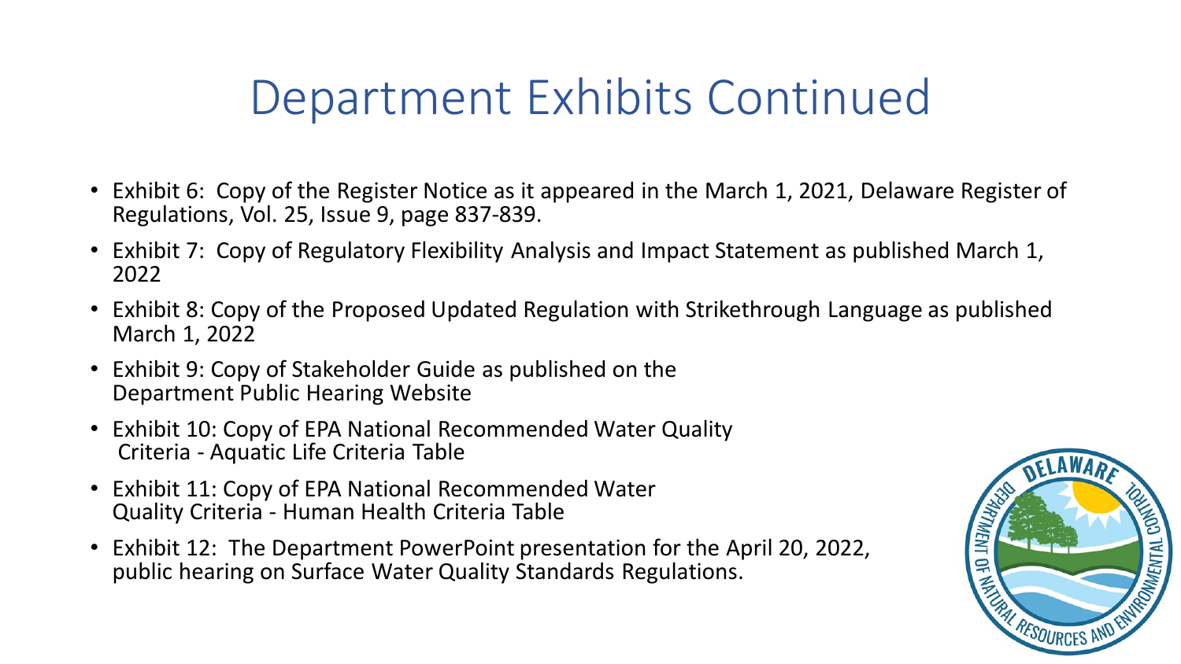# Department Exhibits Continued

- Exhibit 6: Copy of the Register Notice as it appeared in the March 1, 2021, Delaware Register of Regulations, Vol. 25, Issue 9, page 837-839.
- Exhibit 7: Copy of Regulatory Flexibility Analysis and Impact Statement as published March 1, 2022
- Exhibit 8: Copy of the Proposed Updated Regulation with Strikethrough Language as published March 1, 2022
- Exhibit 9: Copy of Stakeholder Guide as published on the Department Public Hearing Website
- Exhibit 10: Copy of EPA National Recommended Water Quality Criteria - Aquatic Life Criteria Table
- Exhibit 11: Copy of EPA National Recommended Water Quality Criteria - Human Health Criteria Table
- Exhibit 12: The Department PowerPoint presentation for the April 20, 2022, public hearing on Surface Water Quality Standards Regulations.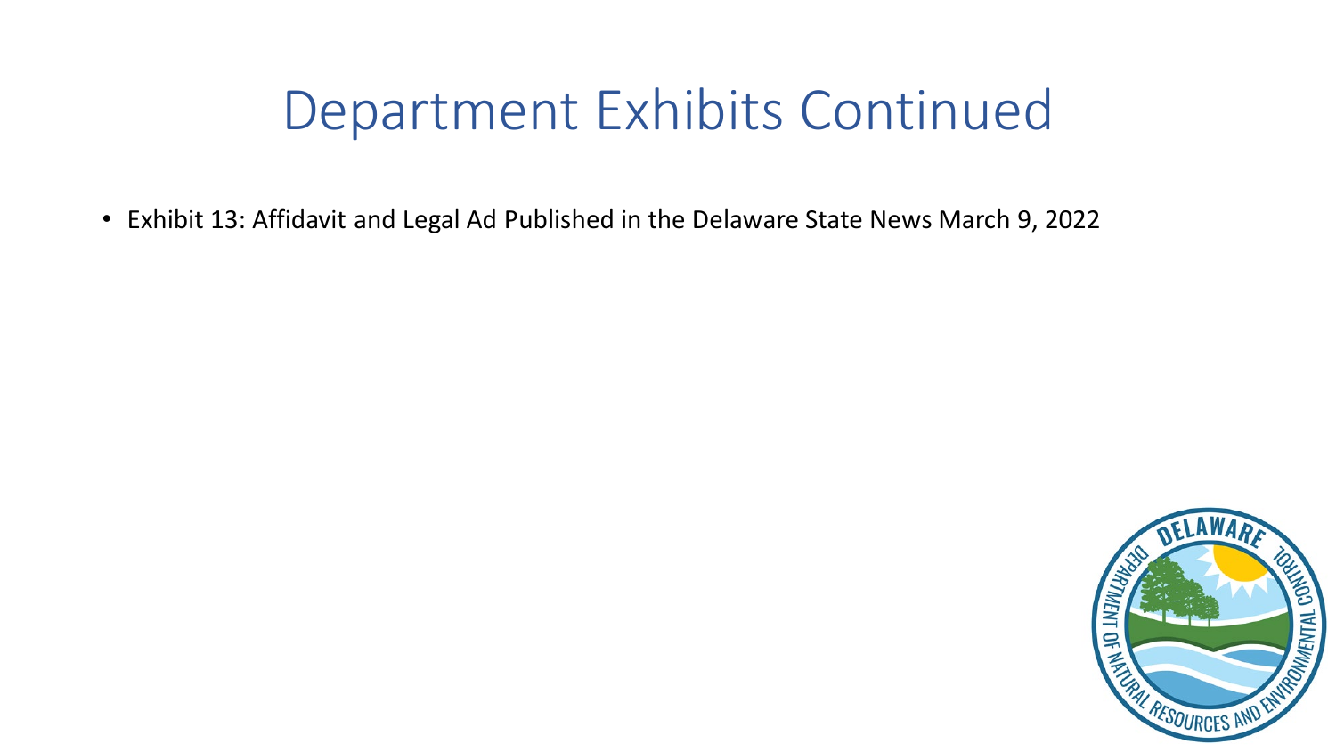# Department Exhibits Continued

- Exhibit 13: Affidavit and Legal Ad Published in the Delaware State News March 9, 2022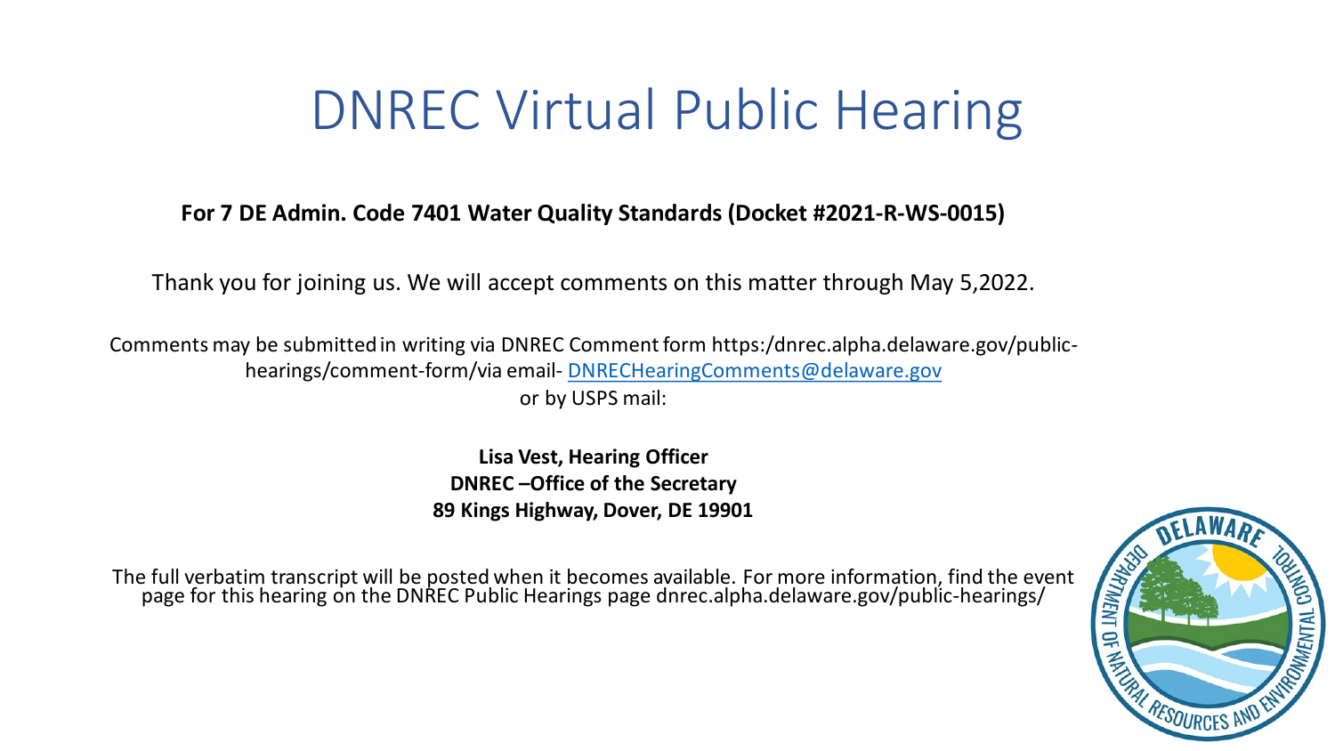# DNREC Virtual Public Hearing

**For 7 DE Admin. Code 7401 Water Quality Standards (Docket #2021-R-WS-0015)**

Thank you for joining us. We will accept comments on this matter through May 5,2022.

Comments may be submitted in writing via DNREC Comment form https:/dnrec.alpha.delaware.gov/public-hearings/comment-form/via email- DNRECHearingComments@delaware.gov or by USPS mail:

**Lisa Vest, Hearing Officer**
**DNREC –Office of the Secretary**
**89 Kings Highway, Dover, DE 19901**

The full verbatim transcript will be posted when it becomes available. For more information, find the event page for this hearing on the DNREC Public Hearings page dnrec.alpha.delaware.gov/public-hearings/